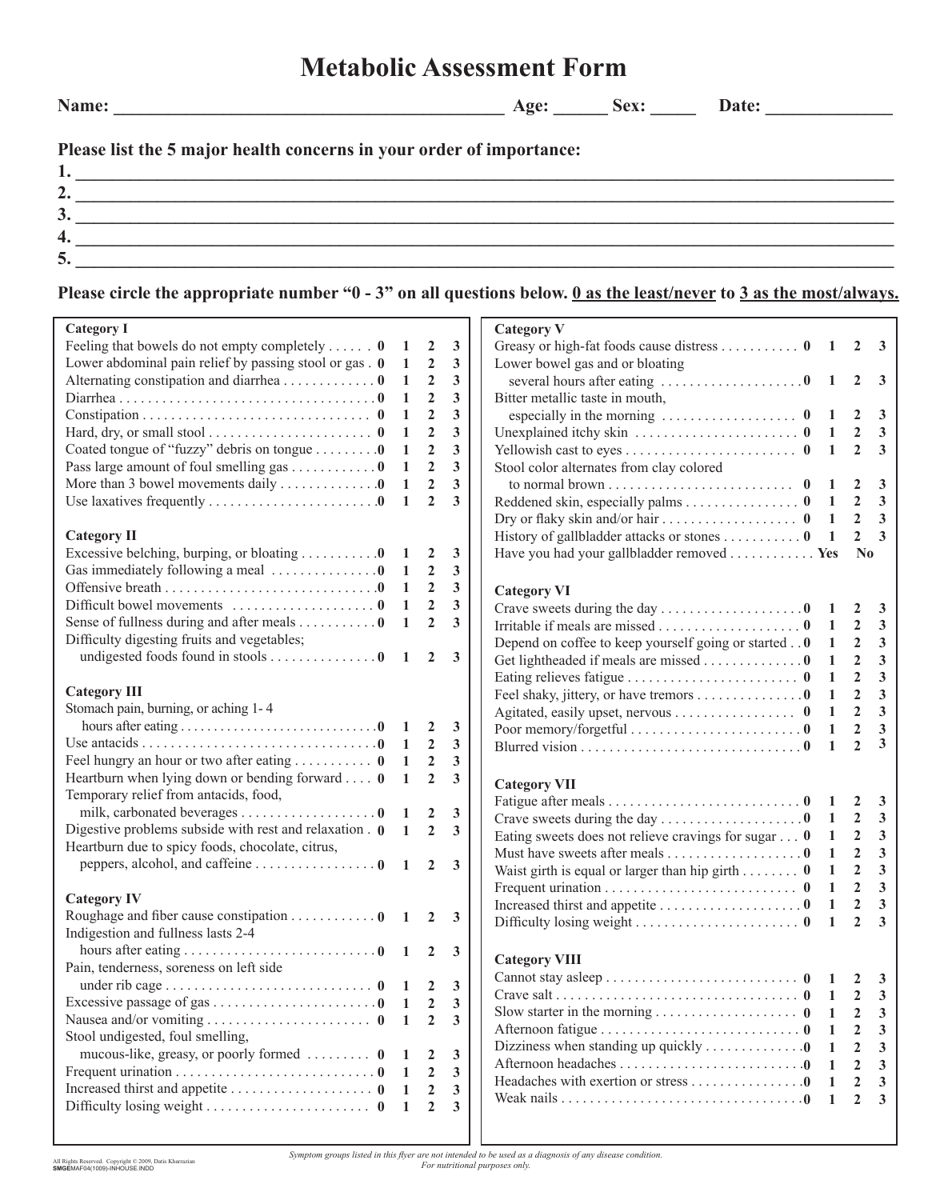# Metabolic Assessment Form

**Name:** ____________________________________________ **Age:** ______ **Sex:** _____ **Date:** ______________

**Please list the 5 major health concerns in your order of importance:**

**1.** ________________________________________________________________________________

**2.** ________________________________________________________________________________

**3.** ________________________________________________________________________________

**4.** ________________________________________________________________________________

**5.** ________________________________________________________________________________

**Please circle the appropriate number "0 - 3" on all questions below. <u>0 as the least/never</u> to <u>3 as the most/always.</u>**

### Category I

| Symptom | | | | |
|---|---|---|---|---|
| Feeling that bowels do not empty completely | 0 | 1 | 2 | 3 |
| Lower abdominal pain relief by passing stool or gas | 0 | 1 | 2 | 3 |
| Alternating constipation and diarrhea | 0 | 1 | 2 | 3 |
| Diarrhea | 0 | 1 | 2 | 3 |
| Constipation | 0 | 1 | 2 | 3 |
| Hard, dry, or small stool | 0 | 1 | 2 | 3 |
| Coated tongue of "fuzzy" debris on tongue | 0 | 1 | 2 | 3 |
| Pass large amount of foul smelling gas | 0 | 1 | 2 | 3 |
| More than 3 bowel movements daily | 0 | 1 | 2 | 3 |
| Use laxatives frequently | 0 | 1 | 2 | 3 |

### Category II

| Symptom | | | | |
|---|---|---|---|---|
| Excessive belching, burping, or bloating | 0 | 1 | 2 | 3 |
| Gas immediately following a meal | 0 | 1 | 2 | 3 |
| Offensive breath | 0 | 1 | 2 | 3 |
| Difficult bowel movements | 0 | 1 | 2 | 3 |
| Sense of fullness during and after meals | 0 | 1 | 2 | 3 |
| Difficulty digesting fruits and vegetables; undigested foods found in stools | 0 | 1 | 2 | 3 |

### Category III

| Symptom | | | | |
|---|---|---|---|---|
| Stomach pain, burning, or aching 1- 4 hours after eating | 0 | 1 | 2 | 3 |
| Use antacids | 0 | 1 | 2 | 3 |
| Feel hungry an hour or two after eating | 0 | 1 | 2 | 3 |
| Heartburn when lying down or bending forward | 0 | 1 | 2 | 3 |
| Temporary relief from antacids, food, milk, carbonated beverages | 0 | 1 | 2 | 3 |
| Digestive problems subside with rest and relaxation | 0 | 1 | 2 | 3 |
| Heartburn due to spicy foods, chocolate, citrus, peppers, alcohol, and caffeine | 0 | 1 | 2 | 3 |

### Category IV

| Symptom | | | | |
|---|---|---|---|---|
| Roughage and fiber cause constipation | 0 | 1 | 2 | 3 |
| Indigestion and fullness lasts 2-4 hours after eating | 0 | 1 | 2 | 3 |
| Pain, tenderness, soreness on left side under rib cage | 0 | 1 | 2 | 3 |
| Excessive passage of gas | 0 | 1 | 2 | 3 |
| Nausea and/or vomiting | 0 | 1 | 2 | 3 |
| Stool undigested, foul smelling, mucous-like, greasy, or poorly formed | 0 | 1 | 2 | 3 |
| Frequent urination | 0 | 1 | 2 | 3 |
| Increased thirst and appetite | 0 | 1 | 2 | 3 |
| Difficulty losing weight | 0 | 1 | 2 | 3 |

### Category V

| Symptom | | | | |
|---|---|---|---|---|
| Greasy or high-fat foods cause distress | 0 | 1 | 2 | 3 |
| Lower bowel gas and or bloating several hours after eating | 0 | 1 | 2 | 3 |
| Bitter metallic taste in mouth, especially in the morning | 0 | 1 | 2 | 3 |
| Unexplained itchy skin | 0 | 1 | 2 | 3 |
| Yellowish cast to eyes | 0 | 1 | 2 | 3 |
| Stool color alternates from clay colored to normal brown | 0 | 1 | 2 | 3 |
| Reddened skin, especially palms | 0 | 1 | 2 | 3 |
| Dry or flaky skin and/or hair | 0 | 1 | 2 | 3 |
| History of gallbladder attacks or stones | 0 | 1 | 2 | 3 |
| Have you had your gallbladder removed | Yes | No | | |

### Category VI

| Symptom | | | | |
|---|---|---|---|---|
| Crave sweets during the day | 0 | 1 | 2 | 3 |
| Irritable if meals are missed | 0 | 1 | 2 | 3 |
| Depend on coffee to keep yourself going or started | 0 | 1 | 2 | 3 |
| Get lightheaded if meals are missed | 0 | 1 | 2 | 3 |
| Eating relieves fatigue | 0 | 1 | 2 | 3 |
| Feel shaky, jittery, or have tremors | 0 | 1 | 2 | 3 |
| Agitated, easily upset, nervous | 0 | 1 | 2 | 3 |
| Poor memory/forgetful | 0 | 1 | 2 | 3 |
| Blurred vision | 0 | 1 | 2 | 3 |

### Category VII

| Symptom | | | | |
|---|---|---|---|---|
| Fatigue after meals | 0 | 1 | 2 | 3 |
| Crave sweets during the day | 0 | 1 | 2 | 3 |
| Eating sweets does not relieve cravings for sugar | 0 | 1 | 2 | 3 |
| Must have sweets after meals | 0 | 1 | 2 | 3 |
| Waist girth is equal or larger than hip girth | 0 | 1 | 2 | 3 |
| Frequent urination | 0 | 1 | 2 | 3 |
| Increased thirst and appetite | 0 | 1 | 2 | 3 |
| Difficulty losing weight | 0 | 1 | 2 | 3 |

### Category VIII

| Symptom | | | | |
|---|---|---|---|---|
| Cannot stay asleep | 0 | 1 | 2 | 3 |
| Crave salt | 0 | 1 | 2 | 3 |
| Slow starter in the morning | 0 | 1 | 2 | 3 |
| Afternoon fatigue | 0 | 1 | 2 | 3 |
| Dizziness when standing up quickly | 0 | 1 | 2 | 3 |
| Afternoon headaches | 0 | 1 | 2 | 3 |
| Headaches with exertion or stress | 0 | 1 | 2 | 3 |
| Weak nails | 0 | 1 | 2 | 3 |

All Rights Reserved. Copyright © 2009, Datis Kharrazian
SMGEMAF04(1009)-INHOUSE.INDD

*Symptom groups listed in this flyer are not intended to be used as a diagnosis of any disease condition.*
*For nutritional purposes only.*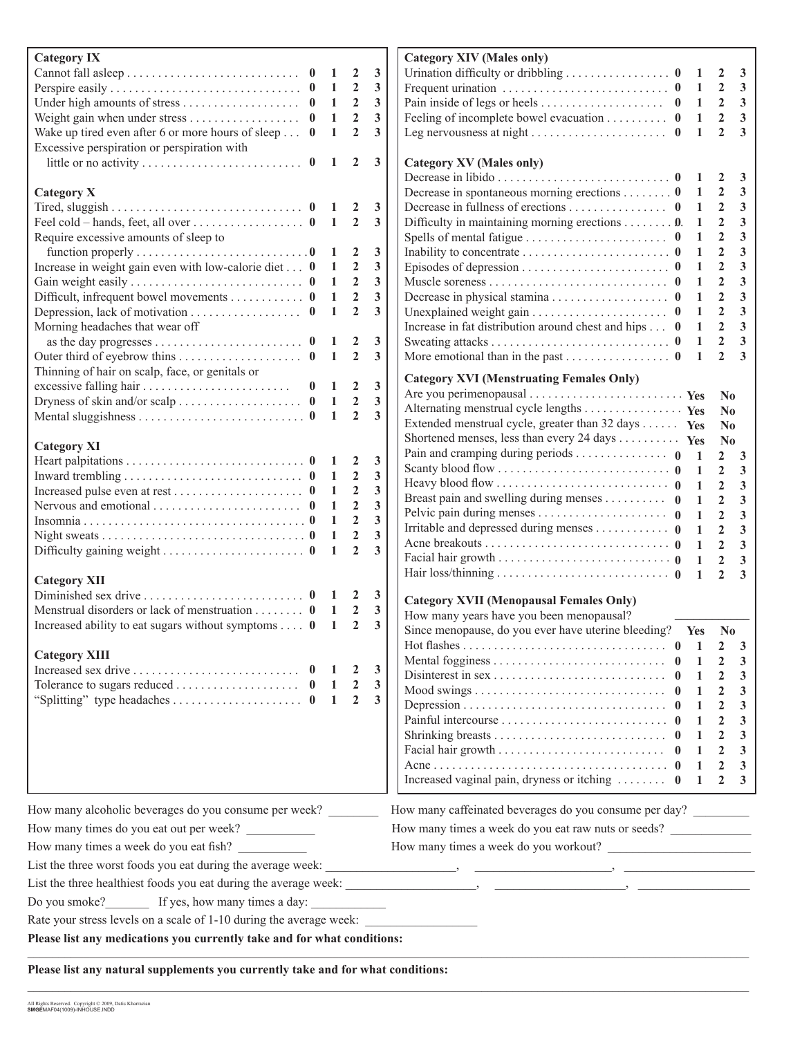### Category IX

| | | | | |
|---|---|---|---|---|
| Cannot fall asleep | 0 | 1 | 2 | 3 |
| Perspire easily | 0 | 1 | 2 | 3 |
| Under high amounts of stress | 0 | 1 | 2 | 3 |
| Weight gain when under stress | 0 | 1 | 2 | 3 |
| Wake up tired even after 6 or more hours of sleep | 0 | 1 | 2 | 3 |
| Excessive perspiration or perspiration with little or no activity | 0 | 1 | 2 | 3 |

### Category X

| | | | | |
|---|---|---|---|---|
| Tired, sluggish | 0 | 1 | 2 | 3 |
| Feel cold – hands, feet, all over | 0 | 1 | 2 | 3 |
| Require excessive amounts of sleep to function properly | 0 | 1 | 2 | 3 |
| Increase in weight gain even with low-calorie diet | 0 | 1 | 2 | 3 |
| Gain weight easily | 0 | 1 | 2 | 3 |
| Difficult, infrequent bowel movements | 0 | 1 | 2 | 3 |
| Depression, lack of motivation | 0 | 1 | 2 | 3 |
| Morning headaches that wear off as the day progresses | 0 | 1 | 2 | 3 |
| Outer third of eyebrow thins | 0 | 1 | 2 | 3 |
| Thinning of hair on scalp, face, or genitals or excessive falling hair | 0 | 1 | 2 | 3 |
| Dryness of skin and/or scalp | 0 | 1 | 2 | 3 |
| Mental sluggishness | 0 | 1 | 2 | 3 |

### Category XI

| | | | | |
|---|---|---|---|---|
| Heart palpitations | 0 | 1 | 2 | 3 |
| Inward trembling | 0 | 1 | 2 | 3 |
| Increased pulse even at rest | 0 | 1 | 2 | 3 |
| Nervous and emotional | 0 | 1 | 2 | 3 |
| Insomnia | 0 | 1 | 2 | 3 |
| Night sweats | 0 | 1 | 2 | 3 |
| Difficulty gaining weight | 0 | 1 | 2 | 3 |

### Category XII

| | | | | |
|---|---|---|---|---|
| Diminished sex drive | 0 | 1 | 2 | 3 |
| Menstrual disorders or lack of menstruation | 0 | 1 | 2 | 3 |
| Increased ability to eat sugars without symptoms | 0 | 1 | 2 | 3 |

### Category XIII

| | | | | |
|---|---|---|---|---|
| Increased sex drive | 0 | 1 | 2 | 3 |
| Tolerance to sugars reduced | 0 | 1 | 2 | 3 |
| "Splitting" type headaches | 0 | 1 | 2 | 3 |

### Category XIV (Males only)

| | | | | |
|---|---|---|---|---|
| Urination difficulty or dribbling | 0 | 1 | 2 | 3 |
| Frequent urination | 0 | 1 | 2 | 3 |
| Pain inside of legs or heels | 0 | 1 | 2 | 3 |
| Feeling of incomplete bowel evacuation | 0 | 1 | 2 | 3 |
| Leg nervousness at night | 0 | 1 | 2 | 3 |

### Category XV (Males only)

| | | | | |
|---|---|---|---|---|
| Decrease in libido | 0 | 1 | 2 | 3 |
| Decrease in spontaneous morning erections | 0 | 1 | 2 | 3 |
| Decrease in fullness of erections | 0 | 1 | 2 | 3 |
| Difficulty in maintaining morning erections | 0 | 1 | 2 | 3 |
| Spells of mental fatigue | 0 | 1 | 2 | 3 |
| Inability to concentrate | 0 | 1 | 2 | 3 |
| Episodes of depression | 0 | 1 | 2 | 3 |
| Muscle soreness | 0 | 1 | 2 | 3 |
| Decrease in physical stamina | 0 | 1 | 2 | 3 |
| Unexplained weight gain | 0 | 1 | 2 | 3 |
| Increase in fat distribution around chest and hips | 0 | 1 | 2 | 3 |
| Sweating attacks | 0 | 1 | 2 | 3 |
| More emotional than in the past | 0 | 1 | 2 | 3 |

### Category XVI (Menstruating Females Only)

| | | | | |
|---|---|---|---|---|
| Are you perimenopausal | Yes | | No | |
| Alternating menstrual cycle lengths | Yes | | No | |
| Extended menstrual cycle, greater than 32 days | Yes | | No | |
| Shortened menses, less than every 24 days | Yes | | No | |
| Pain and cramping during periods | 0 | 1 | 2 | 3 |
| Scanty blood flow | 0 | 1 | 2 | 3 |
| Heavy blood flow | 0 | 1 | 2 | 3 |
| Breast pain and swelling during menses | 0 | 1 | 2 | 3 |
| Pelvic pain during menses | 0 | 1 | 2 | 3 |
| Irritable and depressed during menses | 0 | 1 | 2 | 3 |
| Acne breakouts | 0 | 1 | 2 | 3 |
| Facial hair growth | 0 | 1 | 2 | 3 |
| Hair loss/thinning | 0 | 1 | 2 | 3 |

### Category XVII (Menopausal Females Only)

How many years have you been menopausal? ____________

| | | | | |
|---|---|---|---|---|
| Since menopause, do you ever have uterine bleeding? | Yes | | No | |
| Hot flashes | 0 | 1 | 2 | 3 |
| Mental fogginess | 0 | 1 | 2 | 3 |
| Disinterest in sex | 0 | 1 | 2 | 3 |
| Mood swings | 0 | 1 | 2 | 3 |
| Depression | 0 | 1 | 2 | 3 |
| Painful intercourse | 0 | 1 | 2 | 3 |
| Shrinking breasts | 0 | 1 | 2 | 3 |
| Facial hair growth | 0 | 1 | 2 | 3 |
| Acne | 0 | 1 | 2 | 3 |
| Increased vaginal pain, dryness or itching | 0 | 1 | 2 | 3 |

How many alcoholic beverages do you consume per week? ________

How many caffeinated beverages do you consume per day? _________

How many times do you eat out per week? ___________

How many times a week do you eat raw nuts or seeds? _____________

How many times a week do you eat fish? ___________

How many times a week do you workout? _______________________

List the three worst foods you eat during the average week: _____________________, _____________________, _____________________

List the three healthiest foods you eat during the average week: _____________________, _____________________, _________________

Do you smoke?_______ If yes, how many times a day: ____________

Rate your stress levels on a scale of 1-10 during the average week: _________________

**Please list any medications you currently take and for what conditions:**

______________________________________________________________________________

**Please list any natural supplements you currently take and for what conditions:**

______________________________________________________________________________

All Rights Reserved. Copyright © 2009, Datis Kharrazian
SMGEMAF04(1009)-INHOUSE.INDD